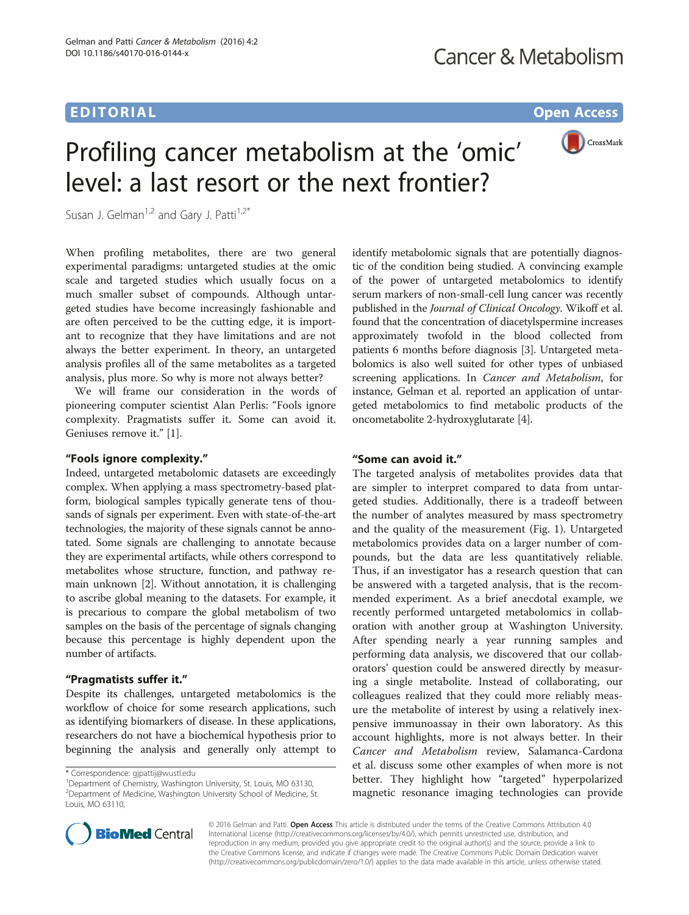# Profiling cancer metabolism at the 'omic' level: a last resort or the next frontier?

Susan J. Gelman[1,2] and Gary J. Patti[1,2*]

When profiling metabolites, there are two general experimental paradigms: untargeted studies at the omic scale and targeted studies which usually focus on a much smaller subset of compounds. Although untargeted studies have become increasingly fashionable and are often perceived to be the cutting edge, it is important to recognize that they have limitations and are not always the better experiment. In theory, an untargeted analysis profiles all of the same metabolites as a targeted analysis, plus more. So why is more not always better?

We will frame our consideration in the words of pioneering computer scientist Alan Perlis: "Fools ignore complexity. Pragmatists suffer it. Some can avoid it. Geniuses remove it." [1].

## "Fools ignore complexity."

Indeed, untargeted metabolomic datasets are exceedingly complex. When applying a mass spectrometry-based platform, biological samples typically generate tens of thousands of signals per experiment. Even with state-of-the-art technologies, the majority of these signals cannot be annotated. Some signals are challenging to annotate because they are experimental artifacts, while others correspond to metabolites whose structure, function, and pathway remain unknown [2]. Without annotation, it is challenging to ascribe global meaning to the datasets. For example, it is precarious to compare the global metabolism of two samples on the basis of the percentage of signals changing because this percentage is highly dependent upon the number of artifacts.

## "Pragmatists suffer it."

Despite its challenges, untargeted metabolomics is the workflow of choice for some research applications, such as identifying biomarkers of disease. In these applications, researchers do not have a biochemical hypothesis prior to beginning the analysis and generally only attempt to identify metabolomic signals that are potentially diagnostic of the condition being studied. A convincing example of the power of untargeted metabolomics to identify serum markers of non-small-cell lung cancer was recently published in the *Journal of Clinical Oncology*. Wikoff et al. found that the concentration of diacetylspermine increases approximately twofold in the blood collected from patients 6 months before diagnosis [3]. Untargeted metabolomics is also well suited for other types of unbiased screening applications. In *Cancer and Metabolism*, for instance, Gelman et al. reported an application of untargeted metabolomics to find metabolic products of the oncometabolite 2-hydroxyglutarate [4].

## "Some can avoid it."

The targeted analysis of metabolites provides data that are simpler to interpret compared to data from untargeted studies. Additionally, there is a tradeoff between the number of analytes measured by mass spectrometry and the quality of the measurement (Fig. 1). Untargeted metabolomics provides data on a larger number of compounds, but the data are less quantitatively reliable. Thus, if an investigator has a research question that can be answered with a targeted analysis, that is the recommended experiment. As a brief anecdotal example, we recently performed untargeted metabolomics in collaboration with another group at Washington University. After spending nearly a year running samples and performing data analysis, we discovered that our collaborators' question could be answered directly by measuring a single metabolite. Instead of collaborating, our colleagues realized that they could more reliably measure the metabolite of interest by using a relatively inexpensive immunoassay in their own laboratory. As this account highlights, more is not always better. In their *Cancer and Metabolism* review, Salamanca-Cardona et al. discuss some other examples of when more is not better. They highlight how "targeted" hyperpolarized magnetic resonance imaging technologies can provide

\* Correspondence: gjpattij@wustl.edu
[1]Department of Chemistry, Washington University, St. Louis, MO 63130,
[2]Department of Medicine, Washington University School of Medicine, St. Louis, MO 63110,

© 2016 Gelman and Patti. **Open Access** This article is distributed under the terms of the Creative Commons Attribution 4.0 International License (http://creativecommons.org/licenses/by/4.0/), which permits unrestricted use, distribution, and reproduction in any medium, provided you give appropriate credit to the original author(s) and the source, provide a link to the Creative Commons license, and indicate if changes were made. The Creative Commons Public Domain Dedication waiver (http://creativecommons.org/publicdomain/zero/1.0/) applies to the data made available in this article, unless otherwise stated.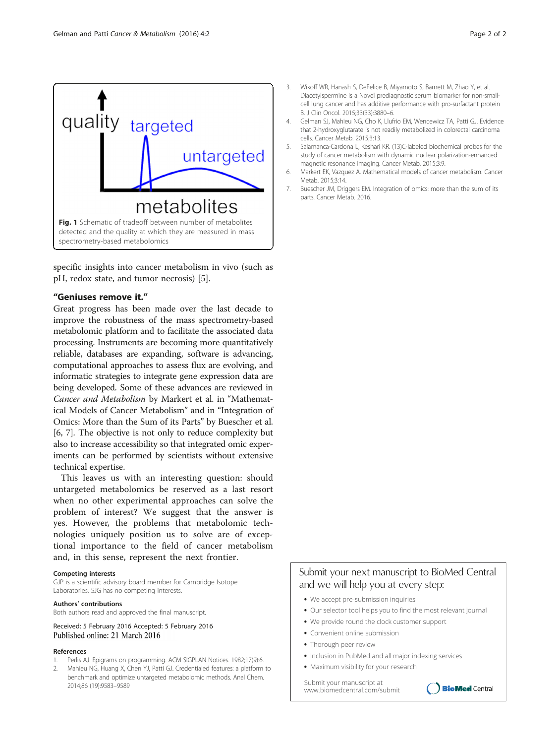quality

targeted

untargeted

metabolites

**Fig. 1** Schematic of tradeoff between number of metabolites detected and the quality at which they are measured in mass spectrometry-based metabolomics

specific insights into cancer metabolism in vivo (such as pH, redox state, and tumor necrosis) [5].

## "Geniuses remove it."

Great progress has been made over the last decade to improve the robustness of the mass spectrometry-based metabolomic platform and to facilitate the associated data processing. Instruments are becoming more quantitatively reliable, databases are expanding, software is advancing, computational approaches to assess flux are evolving, and informatic strategies to integrate gene expression data are being developed. Some of these advances are reviewed in *Cancer and Metabolism* by Markert et al. in "Mathematical Models of Cancer Metabolism" and in "Integration of Omics: More than the Sum of its Parts" by Buescher et al. [6, 7]. The objective is not only to reduce complexity but also to increase accessibility so that integrated omic experiments can be performed by scientists without extensive technical expertise.

This leaves us with an interesting question: should untargeted metabolomics be reserved as a last resort when no other experimental approaches can solve the problem of interest? We suggest that the answer is yes. However, the problems that metabolomic technologies uniquely position us to solve are of exceptional importance to the field of cancer metabolism and, in this sense, represent the next frontier.

### Competing interests

GJP is a scientific advisory board member for Cambridge Isotope Laboratories. SJG has no competing interests.

### Authors' contributions

Both authors read and approved the final manuscript.

Received: 5 February 2016 Accepted: 5 February 2016
Published online: 21 March 2016

### References

1. Perlis AJ. Epigrams on programming. ACM SIGPLAN Notices. 1982;17(9):6.
2. Mahieu NG, Huang X, Chen YJ, Patti GJ. Credentialed features: a platform to benchmark and optimize untargeted metabolomic methods. Anal Chem. 2014;86 (19):9583–9589
3. Wikoff WR, Hanash S, DeFelice B, Miyamoto S, Barnett M, Zhao Y, et al. Diacetylspermine is a Novel prediagnostic serum biomarker for non-small-cell lung cancer and has additive performance with pro-surfactant protein B. J Clin Oncol. 2015;33(33):3880–6.
4. Gelman SJ, Mahieu NG, Cho K, Llufrio EM, Wencewicz TA, Patti GJ. Evidence that 2-hydroxyglutarate is not readily metabolized in colorectal carcinoma cells. Cancer Metab. 2015;3:13.
5. Salamanca-Cardona L, Keshari KR. (13)C-labeled biochemical probes for the study of cancer metabolism with dynamic nuclear polarization-enhanced magnetic resonance imaging. Cancer Metab. 2015;3:9.
6. Markert EK, Vazquez A. Mathematical models of cancer metabolism. Cancer Metab. 2015;3:14.
7. Buescher JM, Driggers EM. Integration of omics: more than the sum of its parts. Cancer Metab. 2016.

Submit your next manuscript to BioMed Central and we will help you at every step:

- We accept pre-submission inquiries
- Our selector tool helps you to find the most relevant journal
- We provide round the clock customer support
- Convenient online submission
- Thorough peer review
- Inclusion in PubMed and all major indexing services
- Maximum visibility for your research

Submit your manuscript at
www.biomedcentral.com/submit

BioMed Central